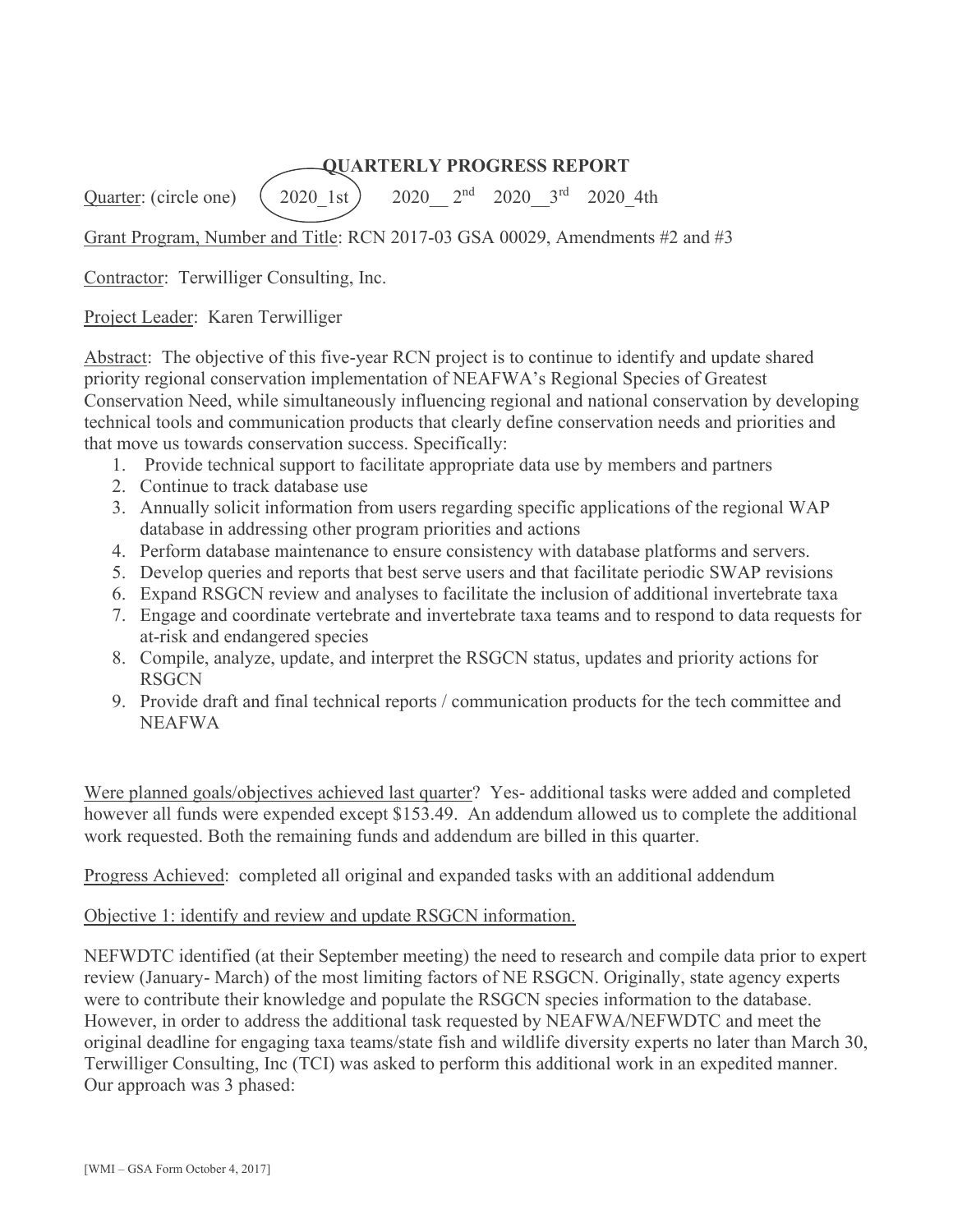# QUARTERLY PROGRESS REPORT

Quarter: (circle one) (2020_1st) 2020__ 2nd 2020__3rd 2020_4th

Grant Program, Number and Title: RCN 2017-03 GSA 00029, Amendments #2 and #3

Contractor: Terwilliger Consulting, Inc.

Project Leader: Karen Terwilliger

Abstract: The objective of this five-year RCN project is to continue to identify and update shared priority regional conservation implementation of NEAFWA's Regional Species of Greatest Conservation Need, while simultaneously influencing regional and national conservation by developing technical tools and communication products that clearly define conservation needs and priorities and that move us towards conservation success. Specifically:

1. Provide technical support to facilitate appropriate data use by members and partners
2. Continue to track database use
3. Annually solicit information from users regarding specific applications of the regional WAP database in addressing other program priorities and actions
4. Perform database maintenance to ensure consistency with database platforms and servers.
5. Develop queries and reports that best serve users and that facilitate periodic SWAP revisions
6. Expand RSGCN review and analyses to facilitate the inclusion of additional invertebrate taxa
7. Engage and coordinate vertebrate and invertebrate taxa teams and to respond to data requests for at-risk and endangered species
8. Compile, analyze, update, and interpret the RSGCN status, updates and priority actions for RSGCN
9. Provide draft and final technical reports / communication products for the tech committee and NEAFWA

Were planned goals/objectives achieved last quarter? Yes- additional tasks were added and completed however all funds were expended except $153.49. An addendum allowed us to complete the additional work requested. Both the remaining funds and addendum are billed in this quarter.

Progress Achieved: completed all original and expanded tasks with an additional addendum

Objective 1: identify and review and update RSGCN information.

NEFWDTC identified (at their September meeting) the need to research and compile data prior to expert review (January- March) of the most limiting factors of NE RSGCN. Originally, state agency experts were to contribute their knowledge and populate the RSGCN species information to the database. However, in order to address the additional task requested by NEAFWA/NEFWDTC and meet the original deadline for engaging taxa teams/state fish and wildlife diversity experts no later than March 30, Terwilliger Consulting, Inc (TCI) was asked to perform this additional work in an expedited manner. Our approach was 3 phased: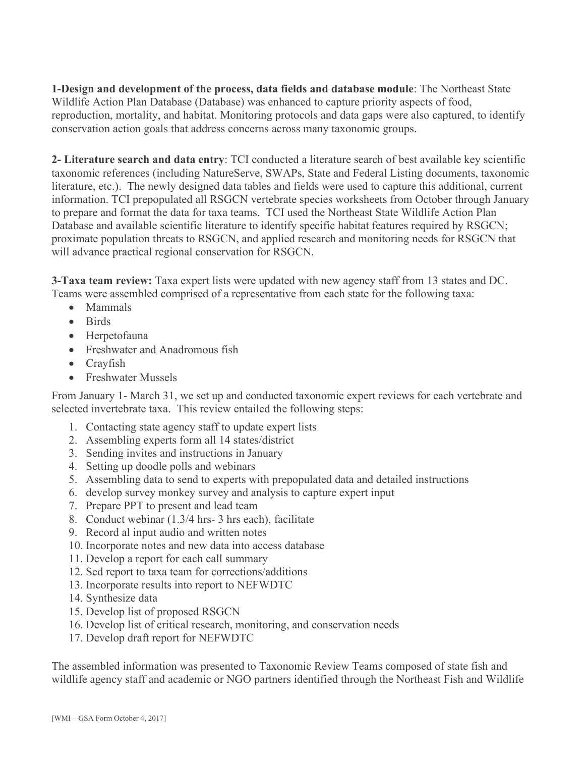**1-Design and development of the process, data fields and database module**: The Northeast State Wildlife Action Plan Database (Database) was enhanced to capture priority aspects of food, reproduction, mortality, and habitat. Monitoring protocols and data gaps were also captured, to identify conservation action goals that address concerns across many taxonomic groups.

**2- Literature search and data entry**: TCI conducted a literature search of best available key scientific taxonomic references (including NatureServe, SWAPs, State and Federal Listing documents, taxonomic literature, etc.). The newly designed data tables and fields were used to capture this additional, current information. TCI prepopulated all RSGCN vertebrate species worksheets from October through January to prepare and format the data for taxa teams. TCI used the Northeast State Wildlife Action Plan Database and available scientific literature to identify specific habitat features required by RSGCN; proximate population threats to RSGCN, and applied research and monitoring needs for RSGCN that will advance practical regional conservation for RSGCN.

**3-Taxa team review:** Taxa expert lists were updated with new agency staff from 13 states and DC. Teams were assembled comprised of a representative from each state for the following taxa:

- Mammals
- Birds
- Herpetofauna
- Freshwater and Anadromous fish
- Crayfish
- Freshwater Mussels

From January 1- March 31, we set up and conducted taxonomic expert reviews for each vertebrate and selected invertebrate taxa. This review entailed the following steps:

1. Contacting state agency staff to update expert lists
2. Assembling experts form all 14 states/district
3. Sending invites and instructions in January
4. Setting up doodle polls and webinars
5. Assembling data to send to experts with prepopulated data and detailed instructions
6. develop survey monkey survey and analysis to capture expert input
7. Prepare PPT to present and lead team
8. Conduct webinar (1.3/4 hrs- 3 hrs each), facilitate
9. Record al input audio and written notes
10. Incorporate notes and new data into access database
11. Develop a report for each call summary
12. Sed report to taxa team for corrections/additions
13. Incorporate results into report to NEFWDTC
14. Synthesize data
15. Develop list of proposed RSGCN
16. Develop list of critical research, monitoring, and conservation needs
17. Develop draft report for NEFWDTC

The assembled information was presented to Taxonomic Review Teams composed of state fish and wildlife agency staff and academic or NGO partners identified through the Northeast Fish and Wildlife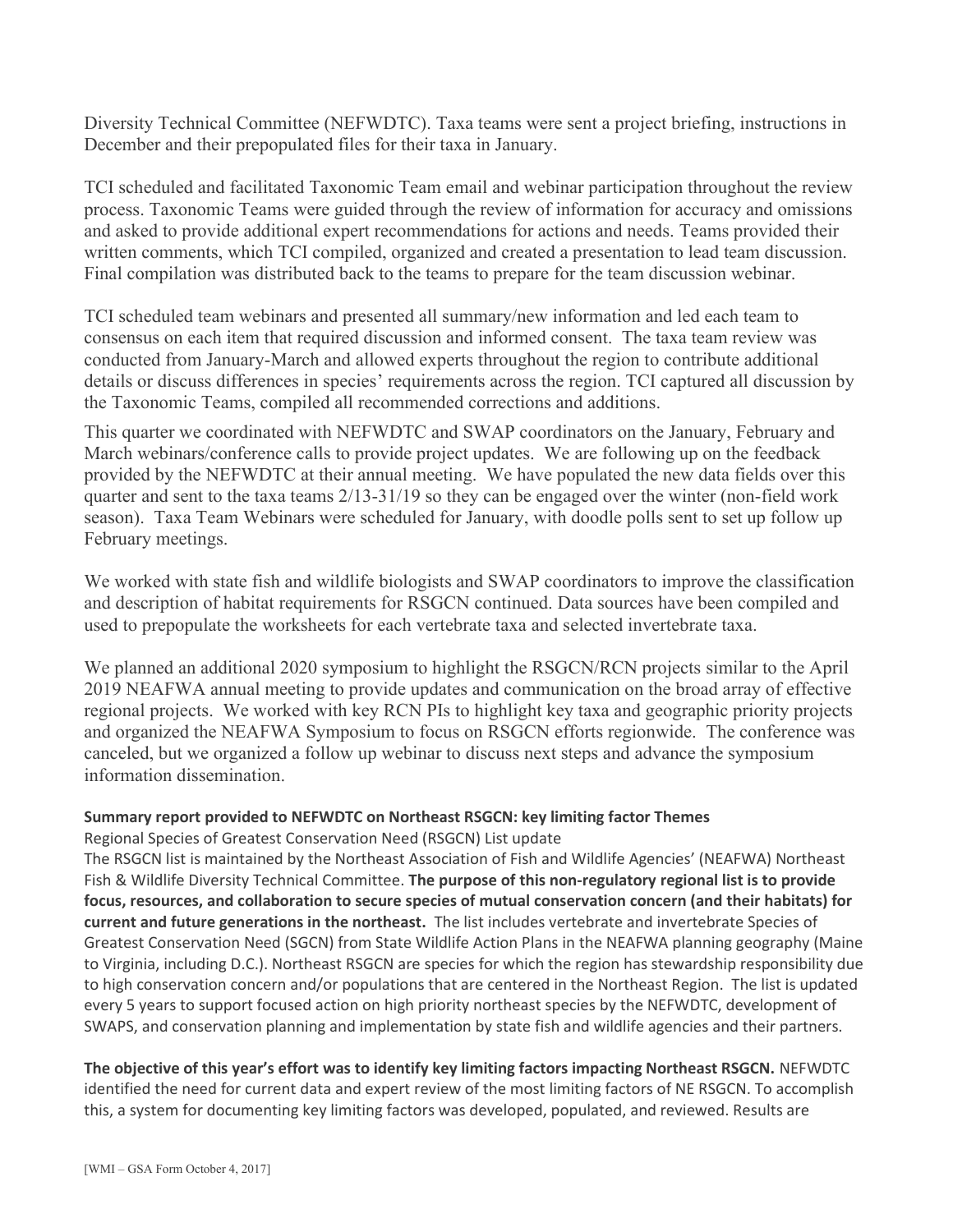Diversity Technical Committee (NEFWDTC). Taxa teams were sent a project briefing, instructions in December and their prepopulated files for their taxa in January.

TCI scheduled and facilitated Taxonomic Team email and webinar participation throughout the review process. Taxonomic Teams were guided through the review of information for accuracy and omissions and asked to provide additional expert recommendations for actions and needs. Teams provided their written comments, which TCI compiled, organized and created a presentation to lead team discussion. Final compilation was distributed back to the teams to prepare for the team discussion webinar.

TCI scheduled team webinars and presented all summary/new information and led each team to consensus on each item that required discussion and informed consent. The taxa team review was conducted from January-March and allowed experts throughout the region to contribute additional details or discuss differences in species' requirements across the region. TCI captured all discussion by the Taxonomic Teams, compiled all recommended corrections and additions.

This quarter we coordinated with NEFWDTC and SWAP coordinators on the January, February and March webinars/conference calls to provide project updates. We are following up on the feedback provided by the NEFWDTC at their annual meeting. We have populated the new data fields over this quarter and sent to the taxa teams 2/13-31/19 so they can be engaged over the winter (non-field work season). Taxa Team Webinars were scheduled for January, with doodle polls sent to set up follow up February meetings.

We worked with state fish and wildlife biologists and SWAP coordinators to improve the classification and description of habitat requirements for RSGCN continued. Data sources have been compiled and used to prepopulate the worksheets for each vertebrate taxa and selected invertebrate taxa.

We planned an additional 2020 symposium to highlight the RSGCN/RCN projects similar to the April 2019 NEAFWA annual meeting to provide updates and communication on the broad array of effective regional projects. We worked with key RCN PIs to highlight key taxa and geographic priority projects and organized the NEAFWA Symposium to focus on RSGCN efforts regionwide. The conference was canceled, but we organized a follow up webinar to discuss next steps and advance the symposium information dissemination.

**Summary report provided to NEFWDTC on Northeast RSGCN: key limiting factor Themes**

Regional Species of Greatest Conservation Need (RSGCN) List update

The RSGCN list is maintained by the Northeast Association of Fish and Wildlife Agencies' (NEAFWA) Northeast Fish & Wildlife Diversity Technical Committee. **The purpose of this non-regulatory regional list is to provide focus, resources, and collaboration to secure species of mutual conservation concern (and their habitats) for current and future generations in the northeast.** The list includes vertebrate and invertebrate Species of Greatest Conservation Need (SGCN) from State Wildlife Action Plans in the NEAFWA planning geography (Maine to Virginia, including D.C.). Northeast RSGCN are species for which the region has stewardship responsibility due to high conservation concern and/or populations that are centered in the Northeast Region. The list is updated every 5 years to support focused action on high priority northeast species by the NEFWDTC, development of SWAPS, and conservation planning and implementation by state fish and wildlife agencies and their partners.

**The objective of this year's effort was to identify key limiting factors impacting Northeast RSGCN.** NEFWDTC identified the need for current data and expert review of the most limiting factors of NE RSGCN. To accomplish this, a system for documenting key limiting factors was developed, populated, and reviewed. Results are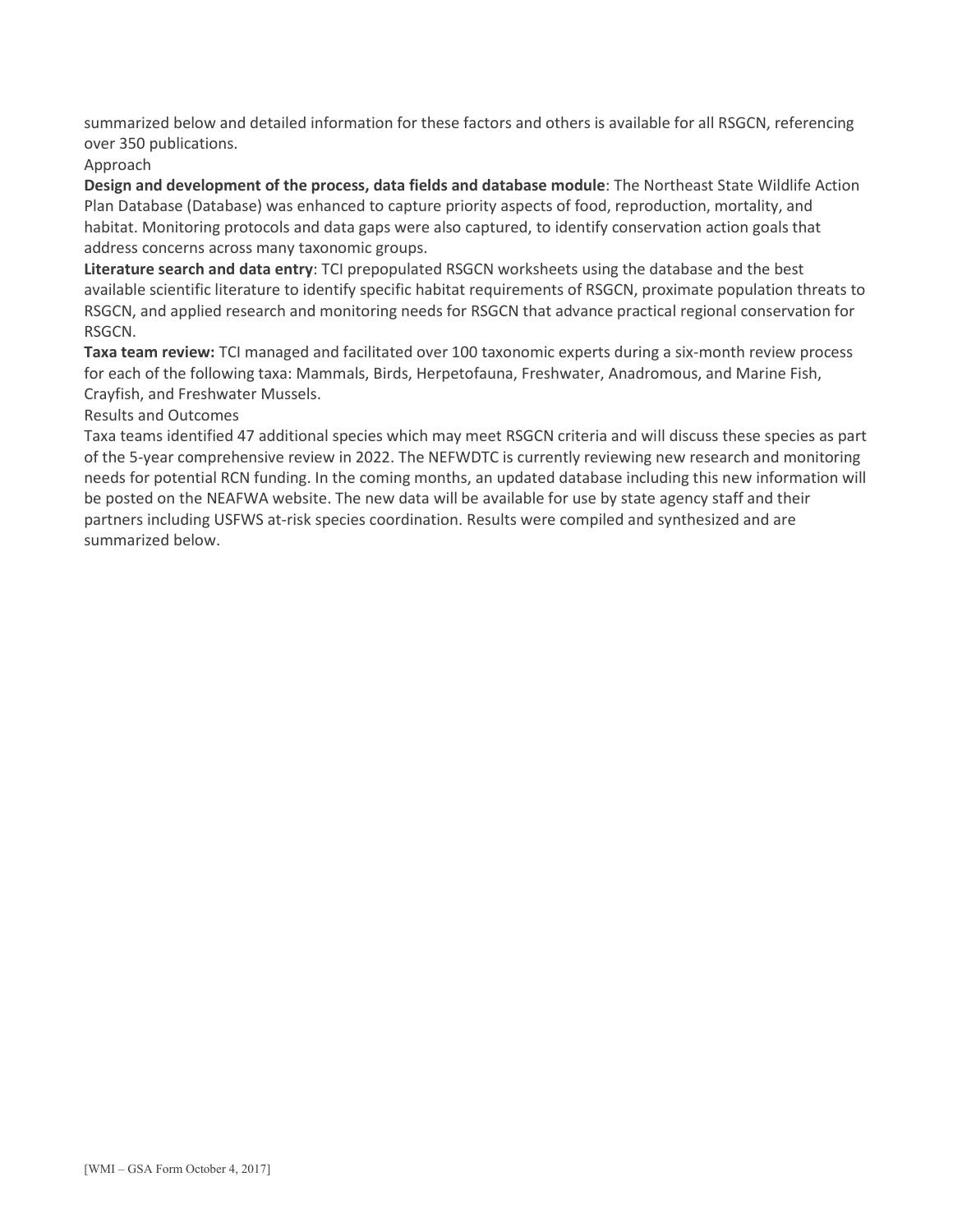summarized below and detailed information for these factors and others is available for all RSGCN, referencing over 350 publications.

Approach

**Design and development of the process, data fields and database module**: The Northeast State Wildlife Action Plan Database (Database) was enhanced to capture priority aspects of food, reproduction, mortality, and habitat. Monitoring protocols and data gaps were also captured, to identify conservation action goals that address concerns across many taxonomic groups.

**Literature search and data entry**: TCI prepopulated RSGCN worksheets using the database and the best available scientific literature to identify specific habitat requirements of RSGCN, proximate population threats to RSGCN, and applied research and monitoring needs for RSGCN that advance practical regional conservation for RSGCN.

**Taxa team review:** TCI managed and facilitated over 100 taxonomic experts during a six-month review process for each of the following taxa: Mammals, Birds, Herpetofauna, Freshwater, Anadromous, and Marine Fish, Crayfish, and Freshwater Mussels.

Results and Outcomes

Taxa teams identified 47 additional species which may meet RSGCN criteria and will discuss these species as part of the 5-year comprehensive review in 2022. The NEFWDTC is currently reviewing new research and monitoring needs for potential RCN funding. In the coming months, an updated database including this new information will be posted on the NEAFWA website. The new data will be available for use by state agency staff and their partners including USFWS at-risk species coordination. Results were compiled and synthesized and are summarized below.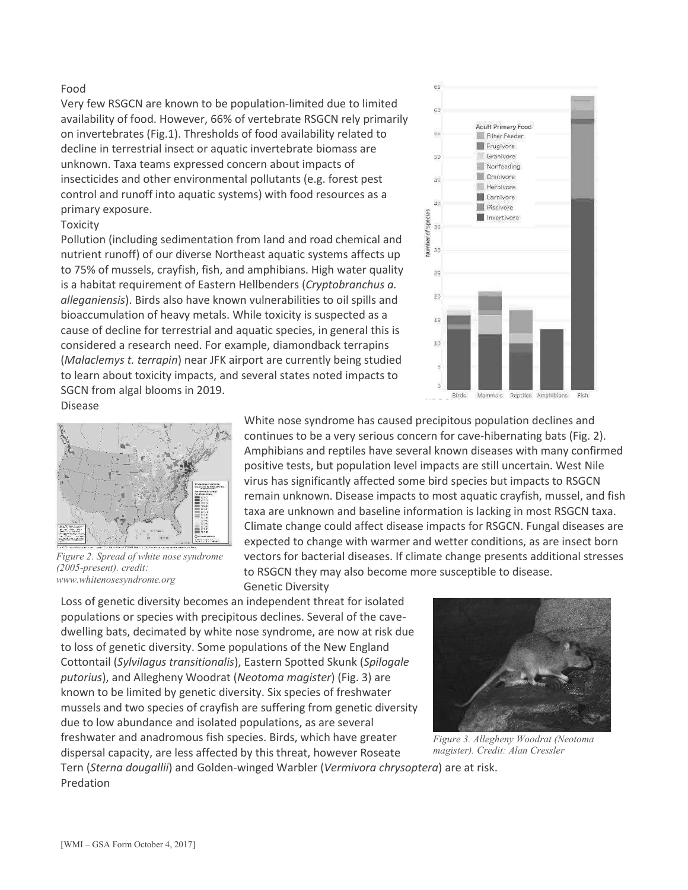## Food

Very few RSGCN are known to be population-limited due to limited availability of food. However, 66% of vertebrate RSGCN rely primarily on invertebrates (Fig.1). Thresholds of food availability related to decline in terrestrial insect or aquatic invertebrate biomass are unknown. Taxa teams expressed concern about impacts of insecticides and other environmental pollutants (e.g. forest pest control and runoff into aquatic systems) with food resources as a primary exposure.

## Toxicity

Pollution (including sedimentation from land and road chemical and nutrient runoff) of our diverse Northeast aquatic systems affects up to 75% of mussels, crayfish, fish, and amphibians. High water quality is a habitat requirement of Eastern Hellbenders (*Cryptobranchus a. alleganiensis*). Birds also have known vulnerabilities to oil spills and bioaccumulation of heavy metals. While toxicity is suspected as a cause of decline for terrestrial and aquatic species, in general this is considered a research need. For example, diamondback terrapins (*Malaclemys t. terrapin*) near JFK airport are currently being studied to learn about toxicity impacts, and several states noted impacts to SGCN from algal blooms in 2019.

## Disease

White nose syndrome has caused precipitous population declines and continues to be a very serious concern for cave-hibernating bats (Fig. 2). Amphibians and reptiles have several known diseases with many confirmed positive tests, but population level impacts are still uncertain. West Nile virus has significantly affected some bird species but impacts to RSGCN remain unknown. Disease impacts to most aquatic crayfish, mussel, and fish taxa are unknown and baseline information is lacking in most RSGCN taxa. Climate change could affect disease impacts for RSGCN. Fungal diseases are expected to change with warmer and wetter conditions, as are insect born vectors for bacterial diseases. If climate change presents additional stresses to RSGCN they may also become more susceptible to disease.

*Figure 2. Spread of white nose syndrome (2005-present). credit: www.whitenosesyndrome.org*

## Genetic Diversity

Loss of genetic diversity becomes an independent threat for isolated populations or species with precipitous declines. Several of the cave-dwelling bats, decimated by white nose syndrome, are now at risk due to loss of genetic diversity. Some populations of the New England Cottontail (*Sylvilagus transitionalis*), Eastern Spotted Skunk (*Spilogale putorius*), and Allegheny Woodrat (*Neotoma magister*) (Fig. 3) are known to be limited by genetic diversity. Six species of freshwater mussels and two species of crayfish are suffering from genetic diversity due to low abundance and isolated populations, as are several freshwater and anadromous fish species. Birds, which have greater dispersal capacity, are less affected by this threat, however Roseate Tern (*Sterna dougallii*) and Golden-winged Warbler (*Vermivora chrysoptera*) are at risk.

*Figure 3. Allegheny Woodrat (Neotoma magister). Credit: Alan Cressler*

## Predation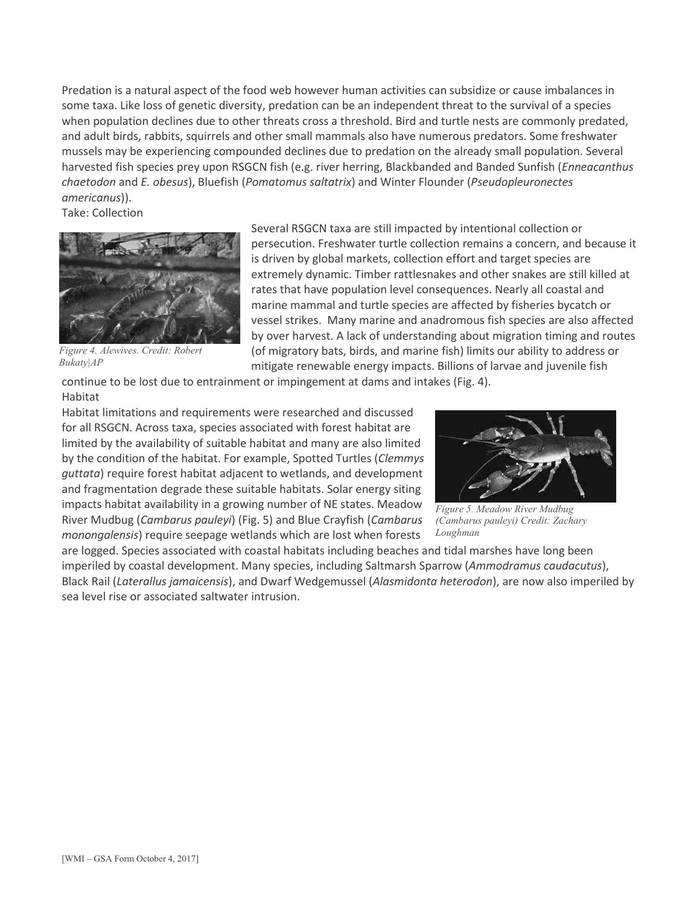Predation is a natural aspect of the food web however human activities can subsidize or cause imbalances in some taxa. Like loss of genetic diversity, predation can be an independent threat to the survival of a species when population declines due to other threats cross a threshold. Bird and turtle nests are commonly predated, and adult birds, rabbits, squirrels and other small mammals also have numerous predators. Some freshwater mussels may be experiencing compounded declines due to predation on the already small population. Several harvested fish species prey upon RSGCN fish (e.g. river herring, Blackbanded and Banded Sunfish (*Enneacanthus chaetodon* and *E. obesus*), Bluefish (*Pomatomus saltatrix*) and Winter Flounder (*Pseudopleuronectes americanus*)).

Take: Collection

Several RSGCN taxa are still impacted by intentional collection or persecution. Freshwater turtle collection remains a concern, and because it is driven by global markets, collection effort and target species are extremely dynamic. Timber rattlesnakes and other snakes are still killed at rates that have population level consequences. Nearly all coastal and marine mammal and turtle species are affected by fisheries bycatch or vessel strikes. Many marine and anadromous fish species are also affected by over harvest. A lack of understanding about migration timing and routes (of migratory bats, birds, and marine fish) limits our ability to address or mitigate renewable energy impacts. Billions of larvae and juvenile fish continue to be lost due to entrainment or impingement at dams and intakes (Fig. 4).

*Figure 4. Alewives. Credit: Robert Bukaty|AP*

Habitat

Habitat limitations and requirements were researched and discussed for all RSGCN. Across taxa, species associated with forest habitat are limited by the availability of suitable habitat and many are also limited by the condition of the habitat. For example, Spotted Turtles (*Clemmys guttata*) require forest habitat adjacent to wetlands, and development and fragmentation degrade these suitable habitats. Solar energy siting impacts habitat availability in a growing number of NE states. Meadow River Mudbug (*Cambarus pauleyi*) (Fig. 5) and Blue Crayfish (*Cambarus monongalensis*) require seepage wetlands which are lost when forests are logged. Species associated with coastal habitats including beaches and tidal marshes have long been imperiled by coastal development. Many species, including Saltmarsh Sparrow (*Ammodramus caudacutus*), Black Rail (*Laterallus jamaicensis*), and Dwarf Wedgemussel (*Alasmidonta heterodon*), are now also imperiled by sea level rise or associated saltwater intrusion.

*Figure 5. Meadow River Mudbug (Cambarus pauleyi) Credit: Zachary Loughman*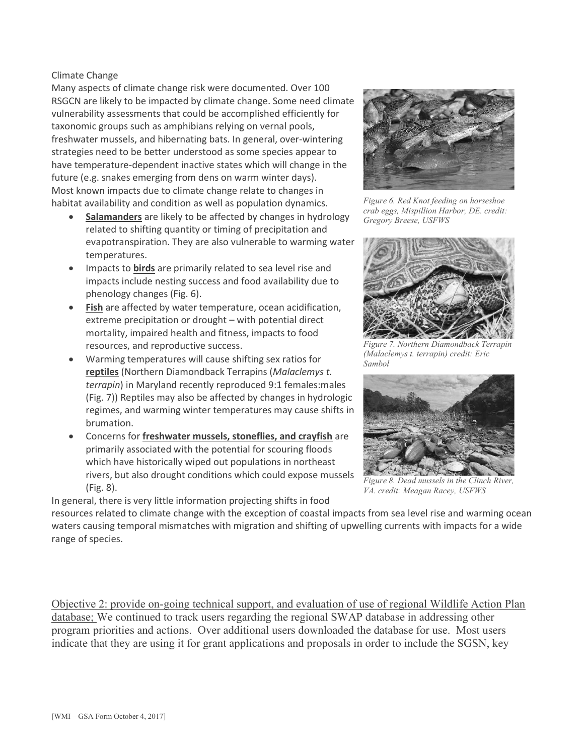Climate Change

Many aspects of climate change risk were documented. Over 100 RSGCN are likely to be impacted by climate change. Some need climate vulnerability assessments that could be accomplished efficiently for taxonomic groups such as amphibians relying on vernal pools, freshwater mussels, and hibernating bats. In general, over-wintering strategies need to be better understood as some species appear to have temperature-dependent inactive states which will change in the future (e.g. snakes emerging from dens on warm winter days). Most known impacts due to climate change relate to changes in habitat availability and condition as well as population dynamics.

- **Salamanders** are likely to be affected by changes in hydrology related to shifting quantity or timing of precipitation and evapotranspiration. They are also vulnerable to warming water temperatures.
- Impacts to **birds** are primarily related to sea level rise and impacts include nesting success and food availability due to phenology changes (Fig. 6).
- **Fish** are affected by water temperature, ocean acidification, extreme precipitation or drought – with potential direct mortality, impaired health and fitness, impacts to food resources, and reproductive success.
- Warming temperatures will cause shifting sex ratios for **reptiles** (Northern Diamondback Terrapins (*Malaclemys t. terrapin*) in Maryland recently reproduced 9:1 females:males (Fig. 7)) Reptiles may also be affected by changes in hydrologic regimes, and warming winter temperatures may cause shifts in brumation.
- Concerns for **freshwater mussels, stoneflies, and crayfish** are primarily associated with the potential for scouring floods which have historically wiped out populations in northeast rivers, but also drought conditions which could expose mussels (Fig. 8).

*Figure 6. Red Knot feeding on horseshoe crab eggs, Mispillion Harbor, DE. credit: Gregory Breese, USFWS*

*Figure 7. Northern Diamondback Terrapin (Malaclemys t. terrapin) credit: Eric Sambol*

*Figure 8. Dead mussels in the Clinch River, VA. credit: Meagan Racey, USFWS*

In general, there is very little information projecting shifts in food resources related to climate change with the exception of coastal impacts from sea level rise and warming ocean waters causing temporal mismatches with migration and shifting of upwelling currents with impacts for a wide range of species.

Objective 2: provide on-going technical support, and evaluation of use of regional Wildlife Action Plan database; We continued to track users regarding the regional SWAP database in addressing other program priorities and actions. Over additional users downloaded the database for use. Most users indicate that they are using it for grant applications and proposals in order to include the SGSN, key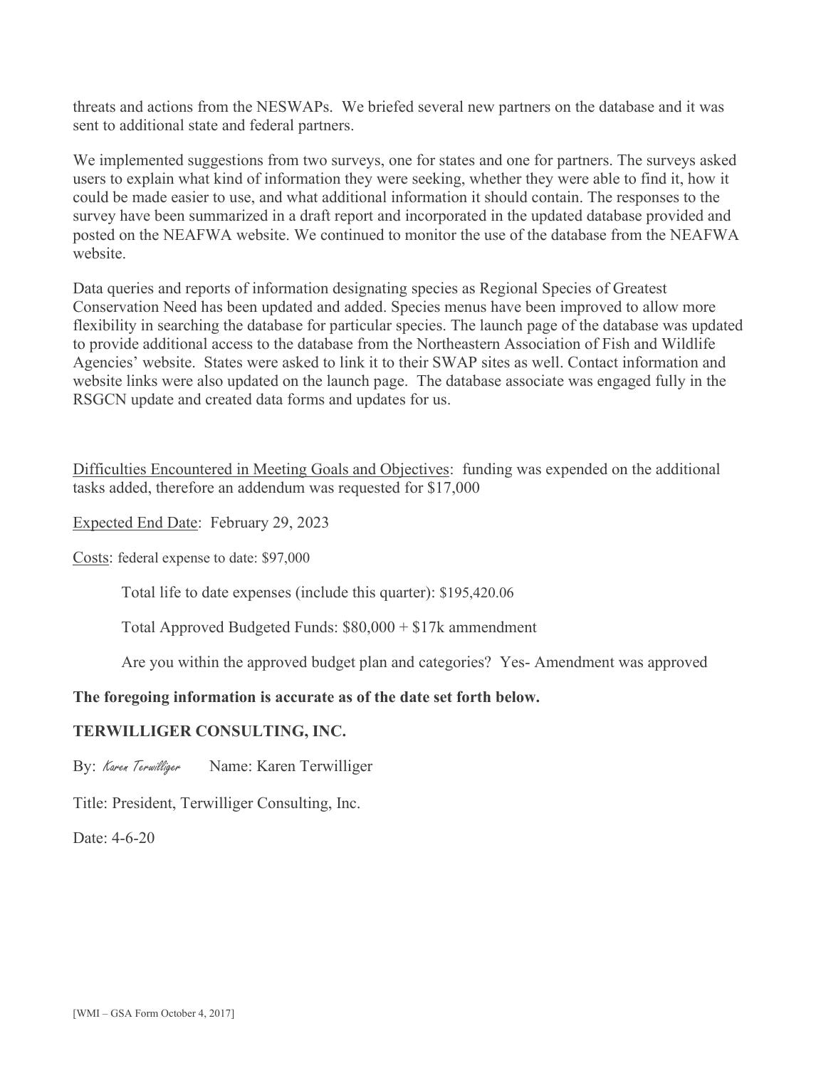threats and actions from the NESWAPs. We briefed several new partners on the database and it was sent to additional state and federal partners.

We implemented suggestions from two surveys, one for states and one for partners. The surveys asked users to explain what kind of information they were seeking, whether they were able to find it, how it could be made easier to use, and what additional information it should contain. The responses to the survey have been summarized in a draft report and incorporated in the updated database provided and posted on the NEAFWA website. We continued to monitor the use of the database from the NEAFWA website.

Data queries and reports of information designating species as Regional Species of Greatest Conservation Need has been updated and added. Species menus have been improved to allow more flexibility in searching the database for particular species. The launch page of the database was updated to provide additional access to the database from the Northeastern Association of Fish and Wildlife Agencies' website. States were asked to link it to their SWAP sites as well. Contact information and website links were also updated on the launch page. The database associate was engaged fully in the RSGCN update and created data forms and updates for us.

Difficulties Encountered in Meeting Goals and Objectives: funding was expended on the additional tasks added, therefore an addendum was requested for $17,000

Expected End Date: February 29, 2023

Costs: federal expense to date: $97,000

Total life to date expenses (include this quarter): $195,420.06

Total Approved Budgeted Funds: $80,000 + $17k ammendment

Are you within the approved budget plan and categories? Yes- Amendment was approved

**The foregoing information is accurate as of the date set forth below.**

**TERWILLIGER CONSULTING, INC.**

By: *Karen Terwilliger* Name: Karen Terwilliger

Title: President, Terwilliger Consulting, Inc.

Date: 4-6-20

[WMI – GSA Form October 4, 2017]